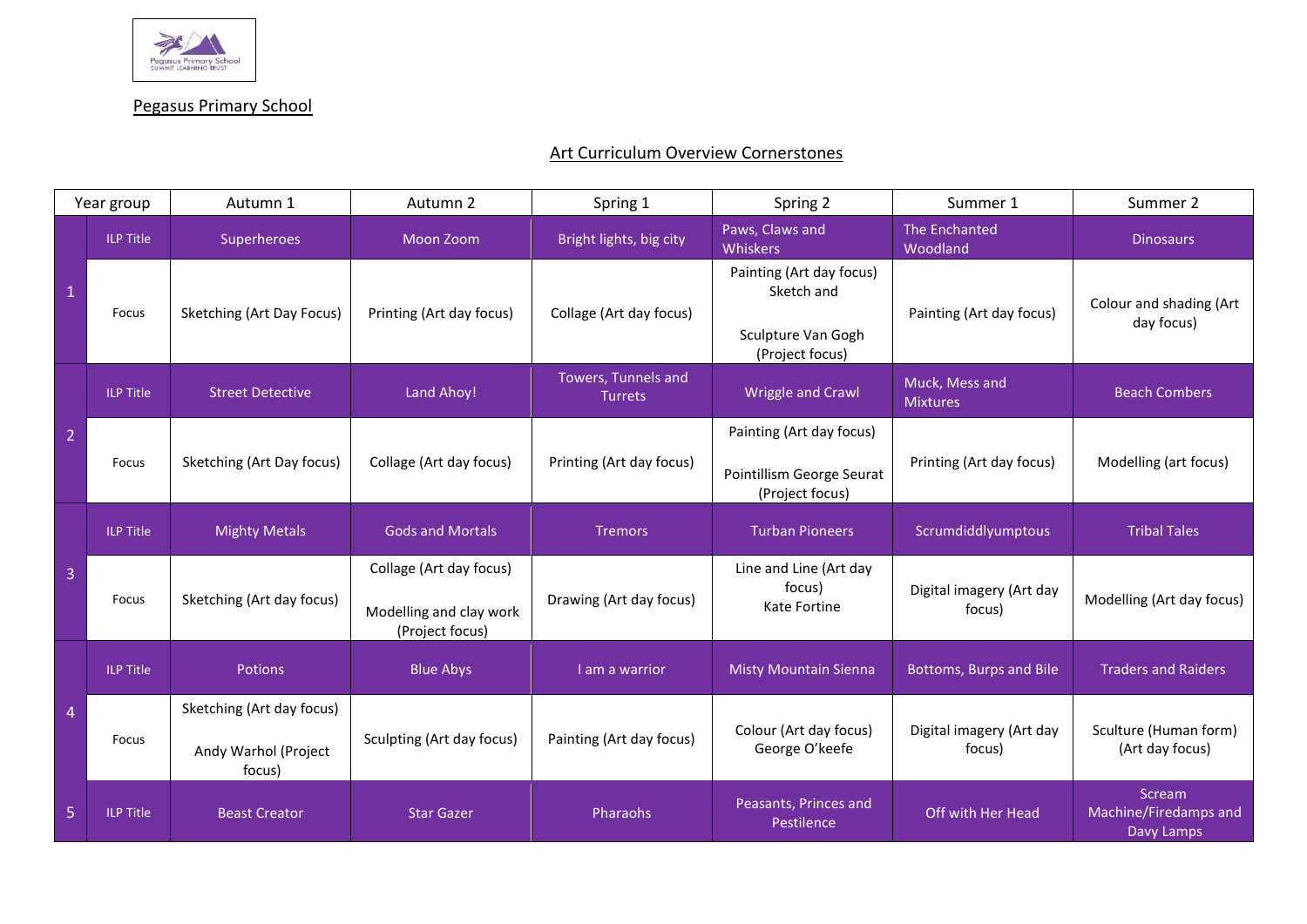Pegasus Primary School

## Art Curriculum Overview Cornerstones

| Year group | | Autumn 1 | Autumn 2 | Spring 1 | Spring 2 | Summer 1 | Summer 2 |
|---|---|---|---|---|---|---|---|
| 1 | ILP Title | Superheroes | Moon Zoom | Bright lights, big city | Paws, Claws and Whiskers | The Enchanted Woodland | Dinosaurs |
| | Focus | Sketching (Art Day Focus) | Printing (Art day focus) | Collage (Art day focus) | Painting (Art day focus) Sketch and<br><br>Sculpture Van Gogh (Project focus) | Painting (Art day focus) | Colour and shading (Art day focus) |
| 2 | ILP Title | Street Detective | Land Ahoy! | Towers, Tunnels and Turrets | Wriggle and Crawl | Muck, Mess and Mixtures | Beach Combers |
| | Focus | Sketching (Art Day focus) | Collage (Art day focus) | Printing (Art day focus) | Painting (Art day focus)<br><br>Pointillism George Seurat (Project focus) | Printing (Art day focus) | Modelling (art focus) |
| 3 | ILP Title | Mighty Metals | Gods and Mortals | Tremors | Turban Pioneers | Scrumdiddlyumptous | Tribal Tales |
| | Focus | Sketching (Art day focus) | Collage (Art day focus)<br><br>Modelling and clay work (Project focus) | Drawing (Art day focus) | Line and Line (Art day focus)<br>Kate Fortine | Digital imagery (Art day focus) | Modelling (Art day focus) |
| 4 | ILP Title | Potions | Blue Abys | I am a warrior | Misty Mountain Sienna | Bottoms, Burps and Bile | Traders and Raiders |
| | Focus | Sketching (Art day focus)<br><br>Andy Warhol (Project focus) | Sculpting (Art day focus) | Painting (Art day focus) | Colour (Art day focus)<br>George O'keefe | Digital imagery (Art day focus) | Sculture (Human form) (Art day focus) |
| 5 | ILP Title | Beast Creator | Star Gazer | Pharaohs | Peasants, Princes and Pestilence | Off with Her Head | Scream Machine/Firedamps and Davy Lamps |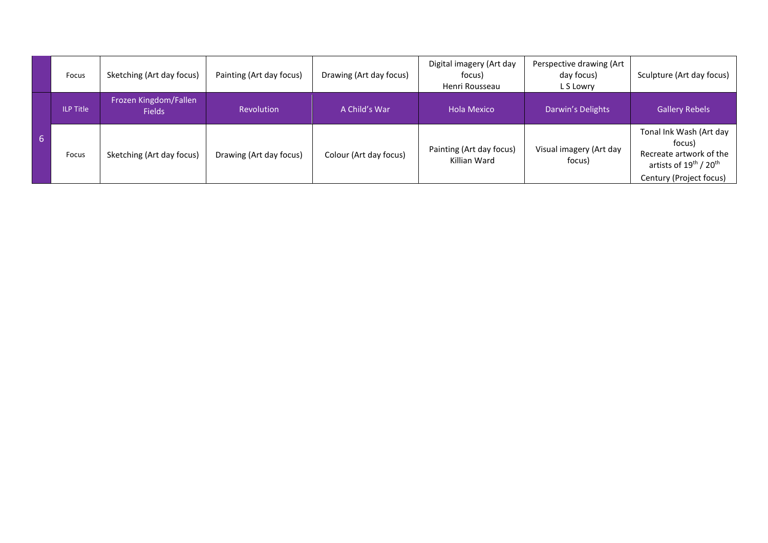| | | | | | | | |
|---|---|---|---|---|---|---|---|
| | Focus | Sketching (Art day focus) | Painting (Art day focus) | Drawing (Art day focus) | Digital imagery (Art day focus) Henri Rousseau | Perspective drawing (Art day focus) L S Lowry | Sculpture (Art day focus) |
| 6 | ILP Title | Frozen Kingdom/Fallen Fields | Revolution | A Child's War | Hola Mexico | Darwin's Delights | Gallery Rebels |
| | Focus | Sketching (Art day focus) | Drawing (Art day focus) | Colour (Art day focus) | Painting (Art day focus) Killian Ward | Visual imagery (Art day focus) | Tonal Ink Wash (Art day focus) Recreate artwork of the artists of 19th / 20th Century (Project focus) |